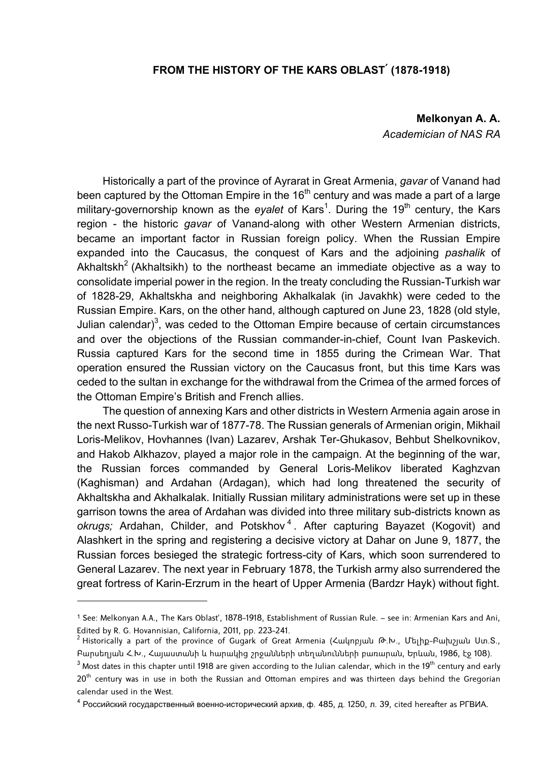# FROM THE HISTORY OF THE KARS OBLAST´ (1878-1918)

**Melkonyan A. A.**
*Academician of NAS RA*

Historically a part of the province of Ayrarat in Great Armenia, *gavar* of Vanand had been captured by the Ottoman Empire in the 16th century and was made a part of a large military-governorship known as the *eyalet* of Kars[1]. During the 19th century, the Kars region - the historic *gavar* of Vanand-along with other Western Armenian districts, became an important factor in Russian foreign policy. When the Russian Empire expanded into the Caucasus, the conquest of Kars and the adjoining *pashalik* of Akhaltskh[2] (Akhaltsikh) to the northeast became an immediate objective as a way to consolidate imperial power in the region. In the treaty concluding the Russian-Turkish war of 1828-29, Akhaltskha and neighboring Akhalkalak (in Javakhk) were ceded to the Russian Empire. Kars, on the other hand, although captured on June 23, 1828 (old style, Julian calendar)[3], was ceded to the Ottoman Empire because of certain circumstances and over the objections of the Russian commander-in-chief, Count Ivan Paskevich. Russia captured Kars for the second time in 1855 during the Crimean War. That operation ensured the Russian victory on the Caucasus front, but this time Kars was ceded to the sultan in exchange for the withdrawal from the Crimea of the armed forces of the Ottoman Empire's British and French allies.

The question of annexing Kars and other districts in Western Armenia again arose in the next Russo-Turkish war of 1877-78. The Russian generals of Armenian origin, Mikhail Loris-Melikov, Hovhannes (Ivan) Lazarev, Arshak Ter-Ghukasov, Behbut Shelkovnikov, and Hakob Alkhazov, played a major role in the campaign. At the beginning of the war, the Russian forces commanded by General Loris-Melikov liberated Kaghzvan (Kaghisman) and Ardahan (Ardagan), which had long threatened the security of Akhaltskha and Akhalkalak. Initially Russian military administrations were set up in these garrison towns the area of Ardahan was divided into three military sub-districts known as *okrugs;* Ardahan, Childer, and Potskhov[4]. After capturing Bayazet (Kogovit) and Alashkert in the spring and registering a decisive victory at Dahar on June 9, 1877, the Russian forces besieged the strategic fortress-city of Kars, which soon surrendered to General Lazarev. The next year in February 1878, the Turkish army also surrendered the great fortress of Karin-Erzrum in the heart of Upper Armenia (Bardzr Hayk) without fight.

---

[1] See: Melkonyan A.A., The Kars Oblast', 1878-1918, Establishment of Russian Rule. – see in: Armenian Kars and Ani, Edited by R. G. Hovannisian, California, 2011, pp. 223-241.

[2] Historically a part of the province of Gugark of Great Armenia (Հակոբյան Թ.Խ., Մելիք-Բախշյան Ստ.Տ., Բարսեղյան Հ.Խ., Հայաստանի և հարակից շրջանների տեղանունների բառարան, Երևան, 1986, էջ 108).

[3] Most dates in this chapter until 1918 are given according to the Julian calendar, which in the 19th century and early 20th century was in use in both the Russian and Ottoman empires and was thirteen days behind the Gregorian calendar used in the West.

[4] Российский государственный военно-исторический архив, ф. 485, д. 1250, л. 39, cited hereafter as РГВИА.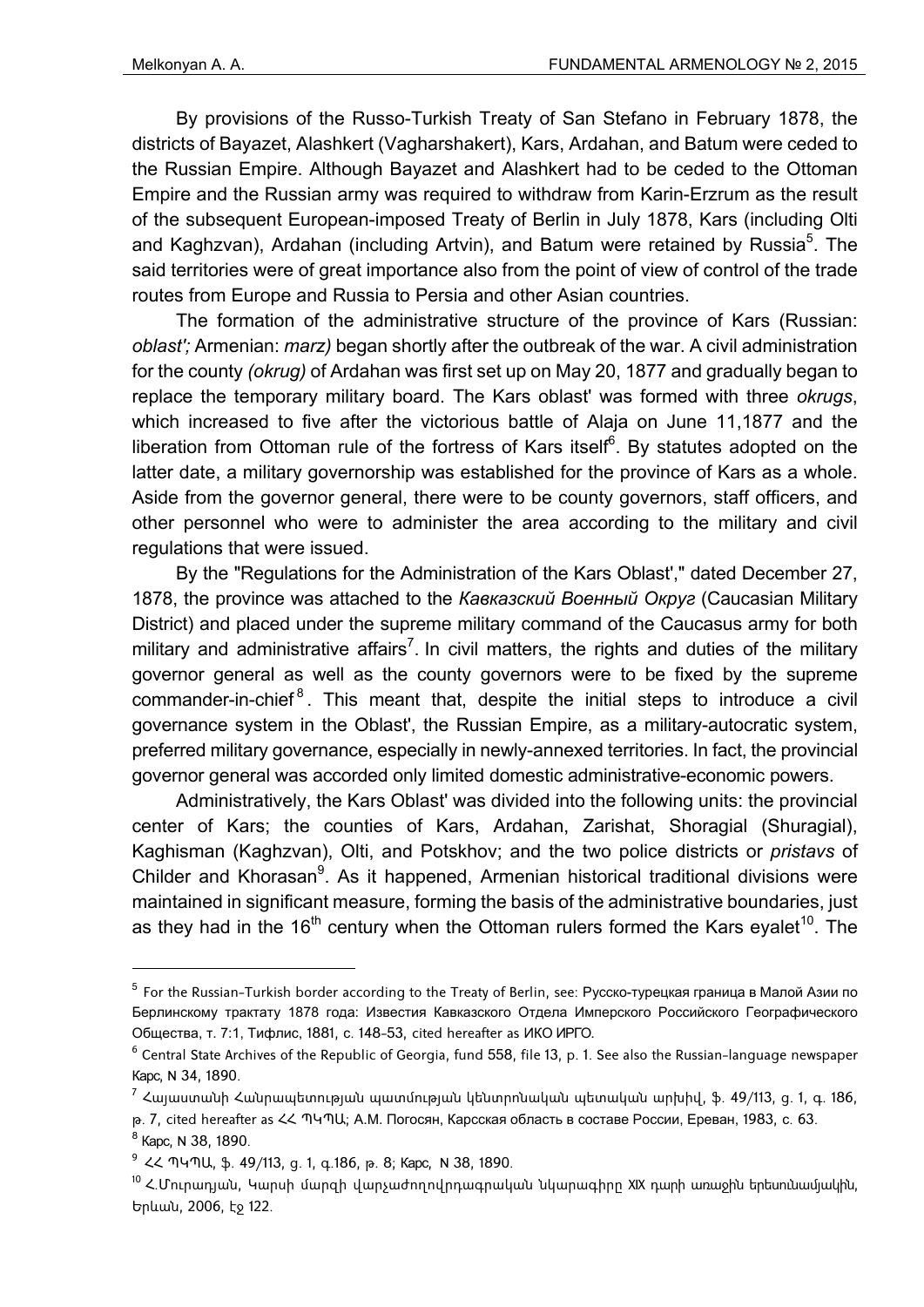By provisions of the Russo-Turkish Treaty of San Stefano in February 1878, the districts of Bayazet, Alashkert (Vagharshakert), Kars, Ardahan, and Batum were ceded to the Russian Empire. Although Bayazet and Alashkert had to be ceded to the Ottoman Empire and the Russian army was required to withdraw from Karin-Erzrum as the result of the subsequent European-imposed Treaty of Berlin in July 1878, Kars (including Olti and Kaghzvan), Ardahan (including Artvin), and Batum were retained by Russia[5]. The said territories were of great importance also from the point of view of control of the trade routes from Europe and Russia to Persia and other Asian countries.

The formation of the administrative structure of the province of Kars (Russian: *oblast';* Armenian: *marz)* began shortly after the outbreak of the war. A civil administration for the county *(okrug)* of Ardahan was first set up on May 20, 1877 and gradually began to replace the temporary military board. The Kars oblast' was formed with three *okrugs*, which increased to five after the victorious battle of Alaja on June 11,1877 and the liberation from Ottoman rule of the fortress of Kars itself[6]. By statutes adopted on the latter date, a military governorship was established for the province of Kars as a whole. Aside from the governor general, there were to be county governors, staff officers, and other personnel who were to administer the area according to the military and civil regulations that were issued.

By the "Regulations for the Administration of the Kars Oblast'," dated December 27, 1878, the province was attached to the *Кавказский Военный Округ* (Caucasian Military District) and placed under the supreme military command of the Caucasus army for both military and administrative affairs[7]. In civil matters, the rights and duties of the military governor general as well as the county governors were to be fixed by the supreme commander-in-chief[8]. This meant that, despite the initial steps to introduce a civil governance system in the Oblast', the Russian Empire, as a military-autocratic system, preferred military governance, especially in newly-annexed territories. In fact, the provincial governor general was accorded only limited domestic administrative-economic powers.

Administratively, the Kars Oblast' was divided into the following units: the provincial center of Kars; the counties of Kars, Ardahan, Zarishat, Shoragial (Shuragial), Kaghisman (Kaghzvan), Olti, and Potskhov; and the two police districts or *pristavs* of Childer and Khorasan[9]. As it happened, Armenian historical traditional divisions were maintained in significant measure, forming the basis of the administrative boundaries, just as they had in the 16th century when the Ottoman rulers formed the Kars eyalet[10]. The

---

[5] For the Russian-Turkish border according to the Treaty of Berlin, see: Русско-турецкая граница в Малой Азии по Берлинскому трактату 1878 года: Известия Кавказского Отдела Имперского Российского Географического Общества, т. 7:1, Тифлис, 1881, с. 148-53, cited hereafter as ИКО ИРГО.

[6] Central State Archives of the Republic of Georgia, fund 558, file 13, p. 1. See also the Russian-language newspaper Карс, N 34, 1890.

[7] Հայաստանի Հանրապետության պատմության կենտրոնական պետական արխիվ, ֆ. 49/113, ց. 1, գ. 186, թ. 7, cited hereafter as ՀՀ ՊԿՊԱ; А.М. Погосян, Карсская область в составе России, Ереван, 1983, с. 63.

[8] Карс, N 38, 1890.

[9] ՀՀ ՊԿՊԱ, ֆ. 49/113, ց. 1, գ.186, թ. 8; Карс, N 38, 1890.

[10] Հ.Մուրադյան, Կարսի մարզի վարչաժողովրդագրական նկարագիրը XIX դարի առաջին երեսնամյակին, Երևան, 2006, էջ 122.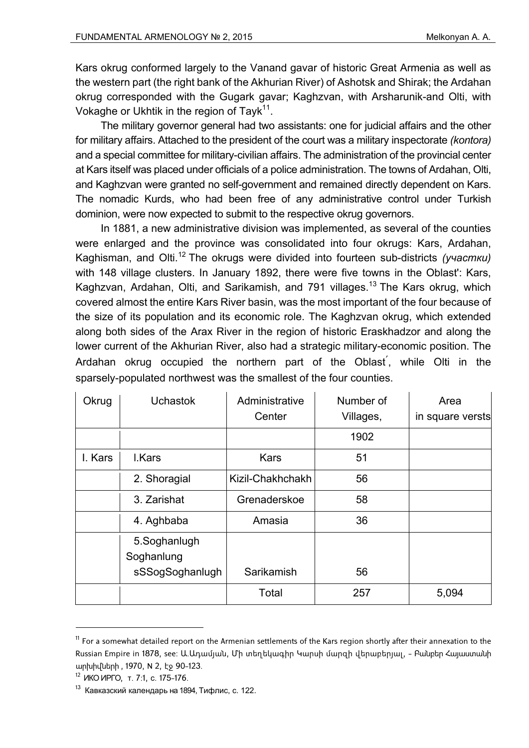Kars okrug conformed largely to the Vanand gavar of historic Great Armenia as well as the western part (the right bank of the Akhurian River) of Ashotsk and Shirak; the Ardahan okrug corresponded with the Gugark gavar; Kaghzvan, with Arsharunik-and Olti, with Vokaghe or Ukhtik in the region of Tayk[11].

The military governor general had two assistants: one for judicial affairs and the other for military affairs. Attached to the president of the court was a military inspectorate *(kontora)* and a special committee for military-civilian affairs. The administration of the provincial center at Kars itself was placed under officials of a police administration. The towns of Ardahan, Olti, and Kaghzvan were granted no self-government and remained directly dependent on Kars. The nomadic Kurds, who had been free of any administrative control under Turkish dominion, were now expected to submit to the respective okrug governors.

In 1881, a new administrative division was implemented, as several of the counties were enlarged and the province was consolidated into four okrugs: Kars, Ardahan, Kaghisman, and Olti.[12] The okrugs were divided into fourteen sub-districts *(участки)* with 148 village clusters. In January 1892, there were five towns in the Oblast': Kars, Kaghzvan, Ardahan, Olti, and Sarikamish, and 791 villages.[13] The Kars okrug, which covered almost the entire Kars River basin, was the most important of the four because of the size of its population and its economic role. The Kaghzvan okrug, which extended along both sides of the Arax River in the region of historic Eraskhadzor and along the lower current of the Akhurian River, also had a strategic military-economic position. The Ardahan okrug occupied the northern part of the Oblast́, while Olti in the sparsely-populated northwest was the smallest of the four counties.

| Okrug | Uchastok | Administrative Center | Number of Villages, | Area in square versts |
|---|---|---|---|---|
| | | | 1902 | |
| I. Kars | I.Kars | Kars | 51 | |
| | 2. Shoragial | Kizil-Chakhchakh | 56 | |
| | 3. Zarishat | Grenaderskoe | 58 | |
| | 4. Aghbaba | Amasia | 36 | |
| | 5.Soghanlugh Soghanlung sSSogSoghanlugh | Sarikamish | 56 | |
| | | Total | 257 | 5,094 |

---

[11] For a somewhat detailed report on the Armenian settlements of the Kars region shortly after their annexation to the Russian Empire in 1878, see: Ա.Ադամյան, Մի տեղեկագիր Կարսի մարզի վերաբերյալ, - Բանբեր Հայաստանի արխիվների , 1970, N 2, էջ 90-123.

[12] ИКО ИРГО, т. 7:1, с. 175-176.

[13] Кавказский календарь на 1894, Тифлис, с. 122.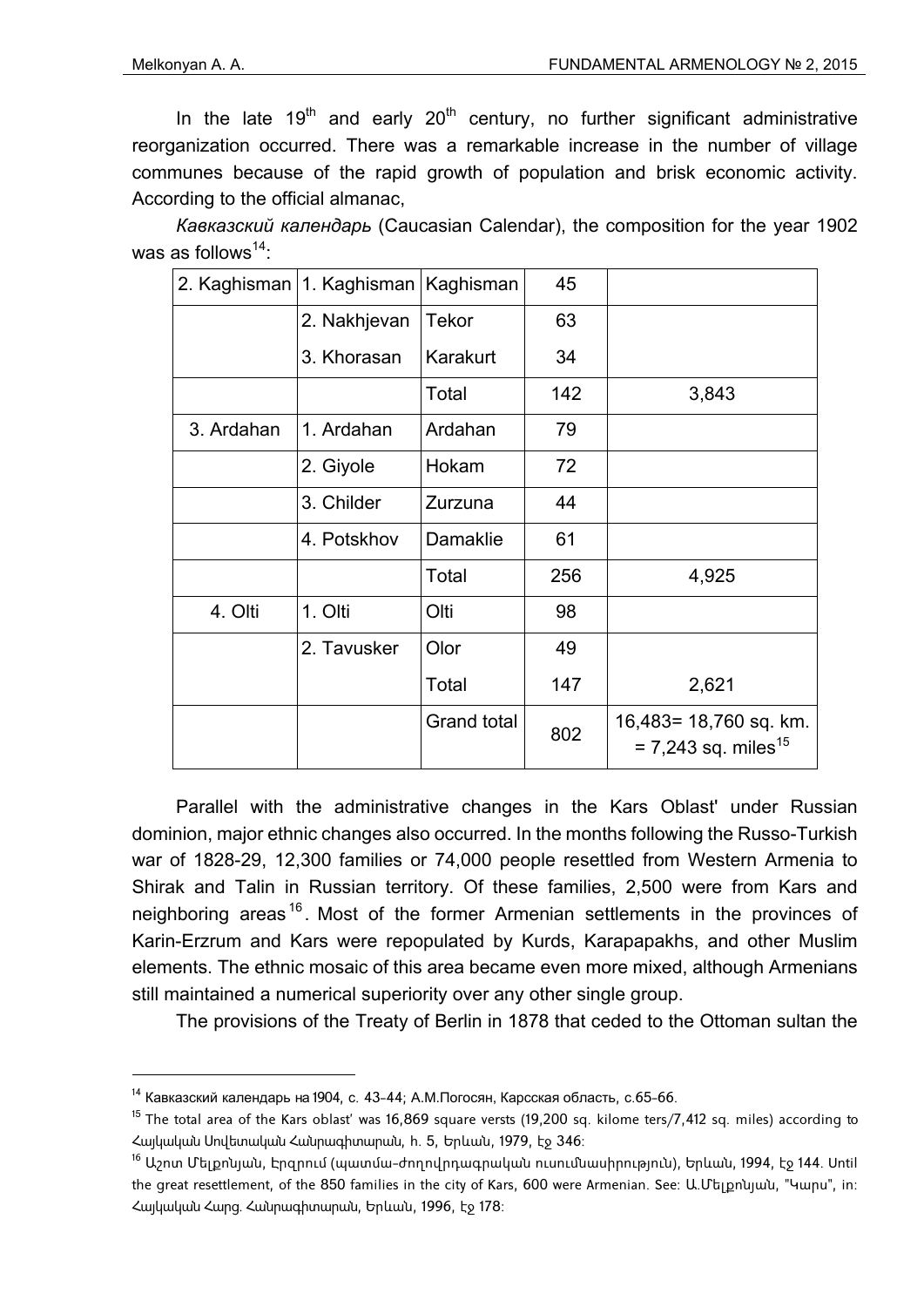In the late 19th and early 20th century, no further significant administrative reorganization occurred. There was a remarkable increase in the number of village communes because of the rapid growth of population and brisk economic activity. According to the official almanac,

*Кавказский календарь* (Caucasian Calendar), the composition for the year 1902 was as follows[14]:

| | | | | |
|---|---|---|---|---|
| 2. Kaghisman | 1. Kaghisman | Kaghisman | 45 | |
| | 2. Nakhjevan | Tekor | 63 | |
| | 3. Khorasan | Karakurt | 34 | |
| | | Total | 142 | 3,843 |
| 3. Ardahan | 1. Ardahan | Ardahan | 79 | |
| | 2. Giyole | Hokam | 72 | |
| | 3. Childer | Zurzuna | 44 | |
| | 4. Potskhov | Damaklie | 61 | |
| | | Total | 256 | 4,925 |
| 4. Olti | 1. Olti | Olti | 98 | |
| | 2. Tavusker | Olor | 49 | |
| | | Total | 147 | 2,621 |
| | | Grand total | 802 | 16,483= 18,760 sq. km. = 7,243 sq. miles[15] |

Parallel with the administrative changes in the Kars Oblast' under Russian dominion, major ethnic changes also occurred. In the months following the Russo-Turkish war of 1828-29, 12,300 families or 74,000 people resettled from Western Armenia to Shirak and Talin in Russian territory. Of these families, 2,500 were from Kars and neighboring areas[16]. Most of the former Armenian settlements in the provinces of Karin-Erzrum and Kars were repopulated by Kurds, Karapapakhs, and other Muslim elements. The ethnic mosaic of this area became even more mixed, although Armenians still maintained a numerical superiority over any other single group.

The provisions of the Treaty of Berlin in 1878 that ceded to the Ottoman sultan the

---

[14] Кавказский календарь на 1904, с. 43-44; А.М.Погосян, Карсская область, с.65-66.

[15] The total area of the Kars oblast' was 16,869 square versts (19,200 sq. kilome ters/7,412 sq. miles) according to Հայկական Սովետական Հանրագիտարան, հ. 5, Երևան, 1979, էջ 346:

[16] Աշոտ Մելքոնյան, Էրզրում (պատմա-ժողովրդագրական ուսումնասիրություն), Երևան, 1994, էջ 144. Until the great resettlement, of the 850 families in the city of Kars, 600 were Armenian. See: Ա.Մելքոնյան, "Կարս", in: Հայկական Հարց. Հանրագիտարան, Երևան, 1996, էջ 178: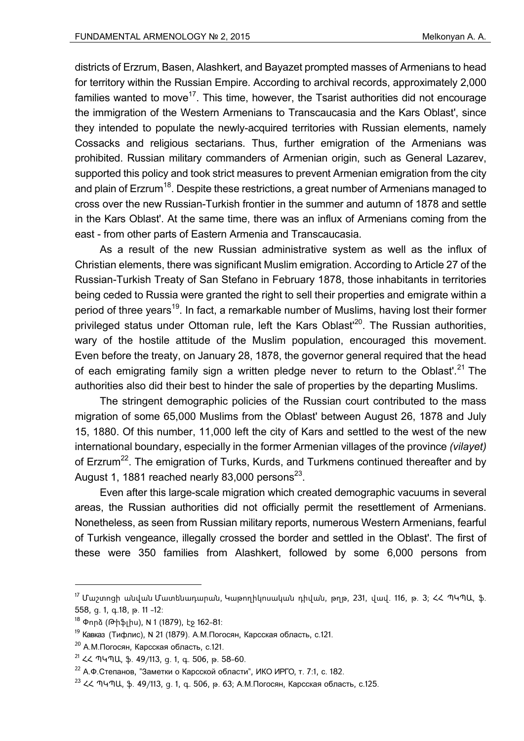districts of Erzrum, Basen, Alashkert, and Bayazet prompted masses of Armenians to head for territory within the Russian Empire. According to archival records, approximately 2,000 families wanted to move[17]. This time, however, the Tsarist authorities did not encourage the immigration of the Western Armenians to Transcaucasia and the Kars Oblast', since they intended to populate the newly-acquired territories with Russian elements, namely Cossacks and religious sectarians. Thus, further emigration of the Armenians was prohibited. Russian military commanders of Armenian origin, such as General Lazarev, supported this policy and took strict measures to prevent Armenian emigration from the city and plain of Erzrum[18]. Despite these restrictions, a great number of Armenians managed to cross over the new Russian-Turkish frontier in the summer and autumn of 1878 and settle in the Kars Oblast'. At the same time, there was an influx of Armenians coming from the east - from other parts of Eastern Armenia and Transcaucasia.

As a result of the new Russian administrative system as well as the influx of Christian elements, there was significant Muslim emigration. According to Article 27 of the Russian-Turkish Treaty of San Stefano in February 1878, those inhabitants in territories being ceded to Russia were granted the right to sell their properties and emigrate within a period of three years[19]. In fact, a remarkable number of Muslims, having lost their former privileged status under Ottoman rule, left the Kars Oblast'[20]. The Russian authorities, wary of the hostile attitude of the Muslim population, encouraged this movement. Even before the treaty, on January 28, 1878, the governor general required that the head of each emigrating family sign a written pledge never to return to the Oblast'.[21] The authorities also did their best to hinder the sale of properties by the departing Muslims.

The stringent demographic policies of the Russian court contributed to the mass migration of some 65,000 Muslims from the Oblast' between August 26, 1878 and July 15, 1880. Of this number, 11,000 left the city of Kars and settled to the west of the new international boundary, especially in the former Armenian villages of the province *(vilayet)* of Erzrum[22]. The emigration of Turks, Kurds, and Turkmens continued thereafter and by August 1, 1881 reached nearly 83,000 persons[23].

Even after this large-scale migration which created demographic vacuums in several areas, the Russian authorities did not officially permit the resettlement of Armenians. Nonetheless, as seen from Russian military reports, numerous Western Armenians, fearful of Turkish vengeance, illegally crossed the border and settled in the Oblast'. The first of these were 350 families from Alashkert, followed by some 6,000 persons from

---

[17] Մաշտոցի անվան Մատենադարան, Կաթողիկոսական դիվան, թղթ, 231, վավ. 116, թ. 3; ՀՀ ՊԿՊԱ, ֆ. 558, ց. 1, գ.18, թ. 11 -12:

[18] Փորձ (Թիֆլիս), N 1 (1879), էջ 162-81:

[19] Кавказ (Тифлис), N 21 (1879). А.М.Погосян, Карсская область, с.121.

[20] А.М.Погосян, Карсская область, с.121.

[21] ՀՀ ՊԿՊԱ, ֆ. 49/113, ց. 1, գ. 506, թ. 58-60.

[22] А.Ф.Степанов, "Заметки о Карсской области", ИКО ИРГО, т. 7:1, с. 182.

[23] ՀՀ ՊԿՊԱ, ֆ. 49/113, ց. 1, գ. 506, թ. 63; А.М.Погосян, Карсская область, с.125.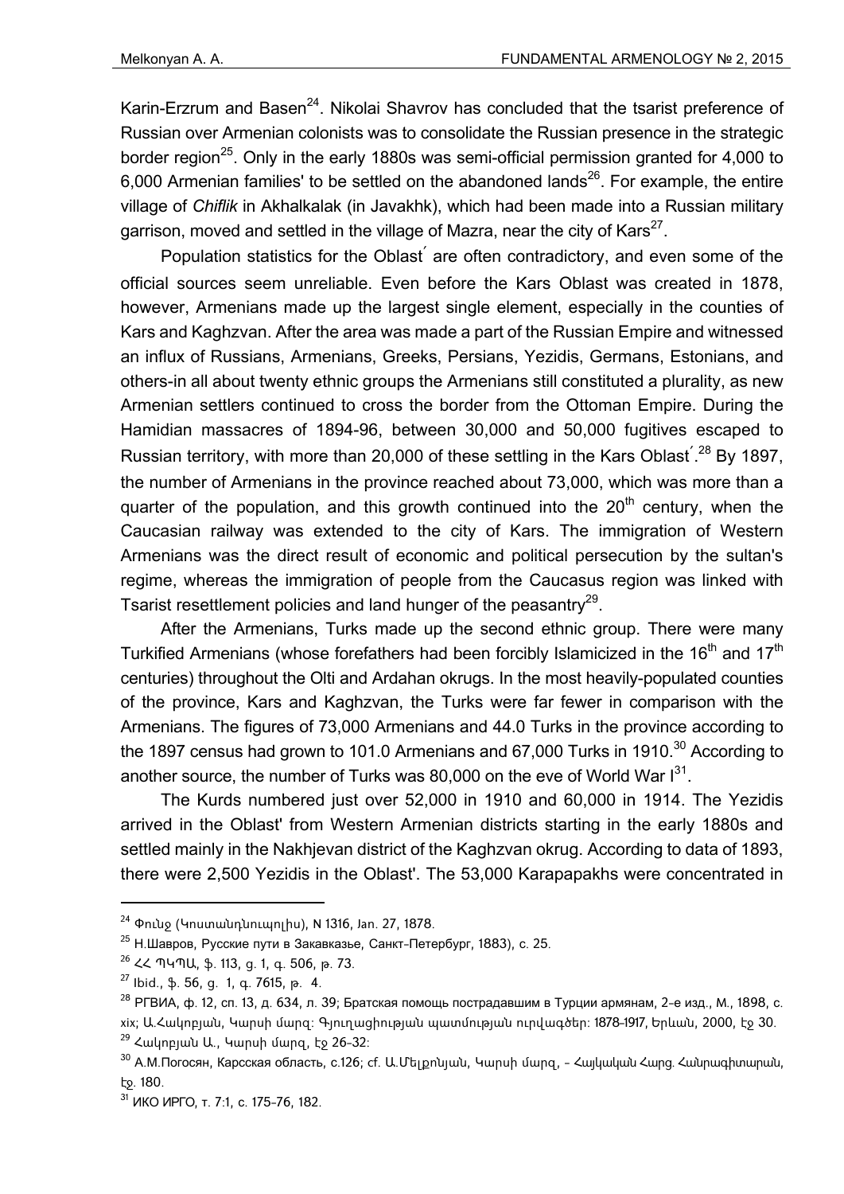Karin-Erzrum and Basen[24]. Nikolai Shavrov has concluded that the tsarist preference of Russian over Armenian colonists was to consolidate the Russian presence in the strategic border region[25]. Only in the early 1880s was semi-official permission granted for 4,000 to 6,000 Armenian families' to be settled on the abandoned lands[26]. For example, the entire village of *Chiflik* in Akhalkalak (in Javakhk), which had been made into a Russian military garrison, moved and settled in the village of Mazra, near the city of Kars[27].

Population statistics for the Oblast́ are often contradictory, and even some of the official sources seem unreliable. Even before the Kars Oblast was created in 1878, however, Armenians made up the largest single element, especially in the counties of Kars and Kaghzvan. After the area was made a part of the Russian Empire and witnessed an influx of Russians, Armenians, Greeks, Persians, Yezidis, Germans, Estonians, and others-in all about twenty ethnic groups the Armenians still constituted a plurality, as new Armenian settlers continued to cross the border from the Ottoman Empire. During the Hamidian massacres of 1894-96, between 30,000 and 50,000 fugitives escaped to Russian territory, with more than 20,000 of these settling in the Kars Oblast́.[28] By 1897, the number of Armenians in the province reached about 73,000, which was more than a quarter of the population, and this growth continued into the 20th century, when the Caucasian railway was extended to the city of Kars. The immigration of Western Armenians was the direct result of economic and political persecution by the sultan's regime, whereas the immigration of people from the Caucasus region was linked with Tsarist resettlement policies and land hunger of the peasantry[29].

After the Armenians, Turks made up the second ethnic group. There were many Turkified Armenians (whose forefathers had been forcibly Islamicized in the 16th and 17th centuries) throughout the Olti and Ardahan okrugs. In the most heavily-populated counties of the province, Kars and Kaghzvan, the Turks were far fewer in comparison with the Armenians. The figures of 73,000 Armenians and 44.0 Turks in the province according to the 1897 census had grown to 101.0 Armenians and 67,000 Turks in 1910.[30] According to another source, the number of Turks was 80,000 on the eve of World War I[31].

The Kurds numbered just over 52,000 in 1910 and 60,000 in 1914. The Yezidis arrived in the Oblast' from Western Armenian districts starting in the early 1880s and settled mainly in the Nakhjevan district of the Kaghzvan okrug. According to data of 1893, there were 2,500 Yezidis in the Oblast'. The 53,000 Karapapakhs were concentrated in

---

[24] Փունջ (Կոստանդնուպոլիս), N 1316, Jan. 27, 1878.

[25] Н.Шавров, Русские пути в Закавказье, Санкт-Петербург, 1883), с. 25.

[26] ՀՀ ՊԿՊԱ, ֆ. 113, ց. 1, գ. 506, թ. 73.

[27] Ibid., ֆ. 56, ց. 1, գ. 7615, թ. 4.

[28] РГВИА, ф. 12, сп. 13, д. 634, л. 39; Братская помощь пострадавшим в Турции армянам, 2-е изд., М., 1898, с. xix; Ա.Հակոբյան, Կարսի մարզ: Գյուղացիության պատմության ուրվագծեր: 1878-1917, Երևան, 2000, էջ 30.

[29] Հակոբյան Ա., Կարսի մարզ, էջ 26-32:

[30] А.М.Погосян, Карсская область, с.126; cf. Ա.Մելքոնյան, Կարսի մարզ, - Հայկական Հարց. Հանրագիտարան, էջ. 180.

[31] ИКО ИРГО, т. 7:1, с. 175-76, 182.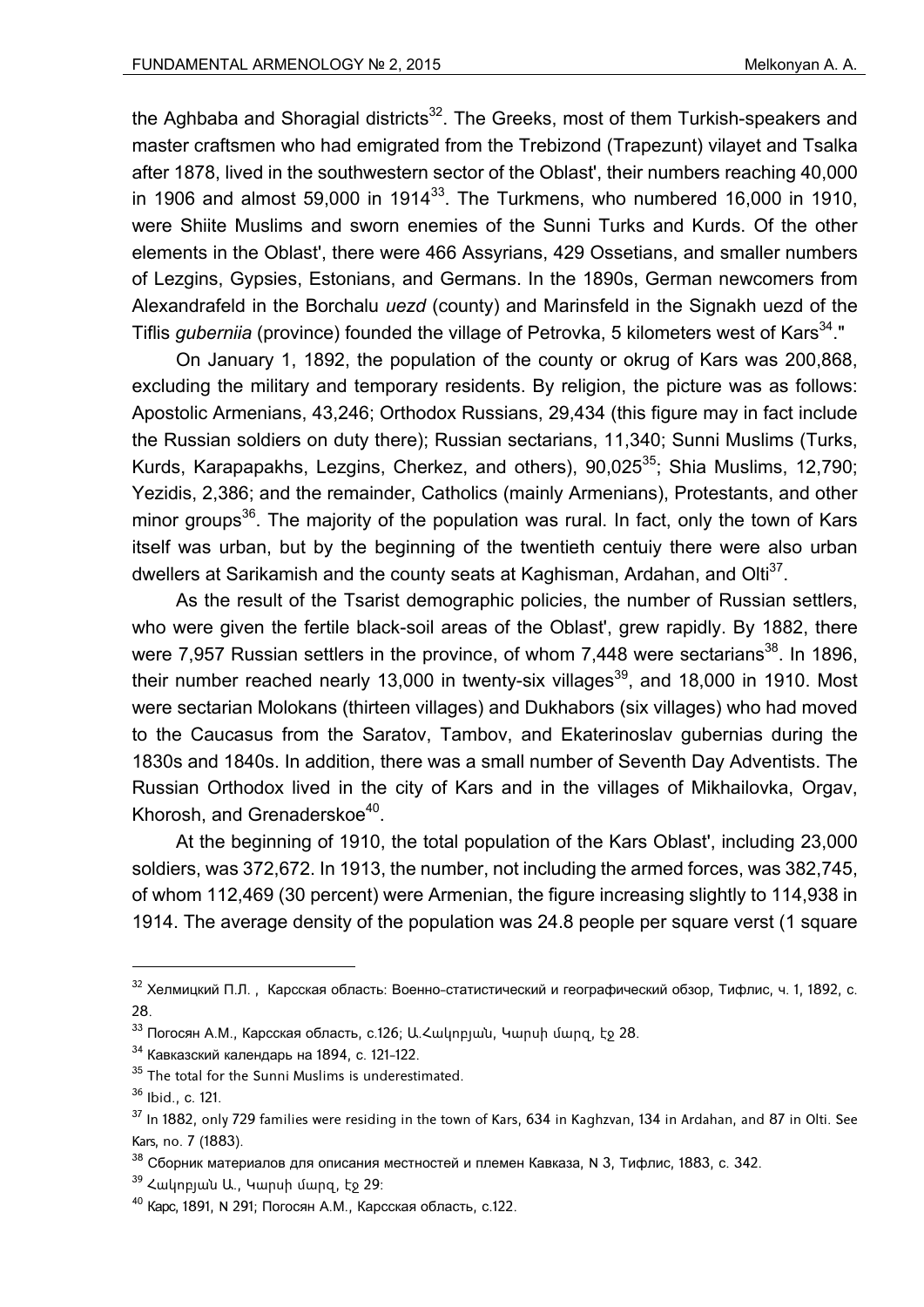the Aghbaba and Shoragial districts[32]. The Greeks, most of them Turkish-speakers and master craftsmen who had emigrated from the Trebizond (Trapezunt) vilayet and Tsalka after 1878, lived in the southwestern sector of the Oblast', their numbers reaching 40,000 in 1906 and almost 59,000 in 1914[33]. The Turkmens, who numbered 16,000 in 1910, were Shiite Muslims and sworn enemies of the Sunni Turks and Kurds. Of the other elements in the Oblast', there were 466 Assyrians, 429 Ossetians, and smaller numbers of Lezgins, Gypsies, Estonians, and Germans. In the 1890s, German newcomers from Alexandrafeld in the Borchalu *uezd* (county) and Marinsfeld in the Signakh uezd of the Tiflis *guberniia* (province) founded the village of Petrovka, 5 kilometers west of Kars[34]."

On January 1, 1892, the population of the county or okrug of Kars was 200,868, excluding the military and temporary residents. By religion, the picture was as follows: Apostolic Armenians, 43,246; Orthodox Russians, 29,434 (this figure may in fact include the Russian soldiers on duty there); Russian sectarians, 11,340; Sunni Muslims (Turks, Kurds, Karapapakhs, Lezgins, Cherkez, and others), 90,025[35]; Shia Muslims, 12,790; Yezidis, 2,386; and the remainder, Catholics (mainly Armenians), Protestants, and other minor groups[36]. The majority of the population was rural. In fact, only the town of Kars itself was urban, but by the beginning of the twentieth centuiy there were also urban dwellers at Sarikamish and the county seats at Kaghisman, Ardahan, and Olti[37].

As the result of the Tsarist demographic policies, the number of Russian settlers, who were given the fertile black-soil areas of the Oblast', grew rapidly. By 1882, there were 7,957 Russian settlers in the province, of whom 7,448 were sectarians[38]. In 1896, their number reached nearly 13,000 in twenty-six villages[39], and 18,000 in 1910. Most were sectarian Molokans (thirteen villages) and Dukhabors (six villages) who had moved to the Caucasus from the Saratov, Tambov, and Ekaterinoslav gubernias during the 1830s and 1840s. In addition, there was a small number of Seventh Day Adventists. The Russian Orthodox lived in the city of Kars and in the villages of Mikhailovka, Orgav, Khorosh, and Grenaderskoe[40].

At the beginning of 1910, the total population of the Kars Oblast', including 23,000 soldiers, was 372,672. In 1913, the number, not including the armed forces, was 382,745, of whom 112,469 (30 percent) were Armenian, the figure increasing slightly to 114,938 in 1914. The average density of the population was 24.8 people per square verst (1 square

---

[32] Хелмицкий П.Л. , Карсская область: Военно-статистический и географический обзор, Тифлис, ч. 1, 1892, с. 28.

[33] Погосян А.М., Карсская область, с.126; Ա.Հակոբյան, Կարսի մարզ, էջ 28.

[34] Кавказский календарь на 1894, с. 121-122.

[35] The total for the Sunni Muslims is underestimated.

[36] Ibid., c. 121.

[37] In 1882, only 729 families were residing in the town of Kars, 634 in Kaghzvan, 134 in Ardahan, and 87 in Olti. See Kars, no. 7 (1883).

[38] Сборник материалов для описания местностей и племен Кавказа, N 3, Тифлис, 1883, с. 342.

[39] Հակոբյան Ա., Կարսի մարզ, էջ 29:

[40] Карс, 1891, N 291; Погосян А.М., Карсская область, с.122.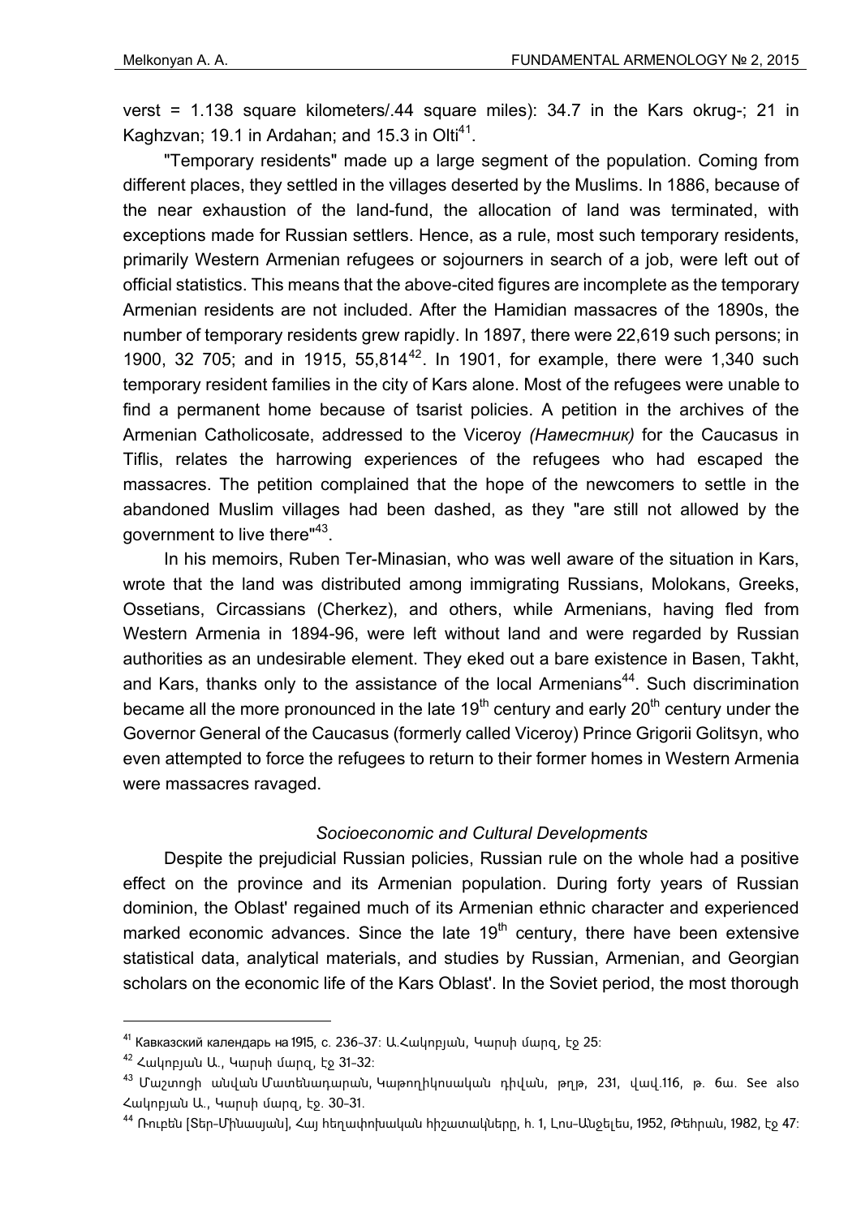verst = 1.138 square kilometers/.44 square miles): 34.7 in the Kars okrug-; 21 in Kaghzvan; 19.1 in Ardahan; and 15.3 in Olti[41].

"Temporary residents" made up a large segment of the population. Coming from different places, they settled in the villages deserted by the Muslims. In 1886, because of the near exhaustion of the land-fund, the allocation of land was terminated, with exceptions made for Russian settlers. Hence, as a rule, most such temporary residents, primarily Western Armenian refugees or sojourners in search of a job, were left out of official statistics. This means that the above-cited figures are incomplete as the temporary Armenian residents are not included. After the Hamidian massacres of the 1890s, the number of temporary residents grew rapidly. In 1897, there were 22,619 such persons; in 1900, 32 705; and in 1915, 55,814[42]. In 1901, for example, there were 1,340 such temporary resident families in the city of Kars alone. Most of the refugees were unable to find a permanent home because of tsarist policies. A petition in the archives of the Armenian Catholicosate, addressed to the Viceroy *(Наместник)* for the Caucasus in Tiflis, relates the harrowing experiences of the refugees who had escaped the massacres. The petition complained that the hope of the newcomers to settle in the abandoned Muslim villages had been dashed, as they "are still not allowed by the government to live there"[43].

In his memoirs, Ruben Ter-Minasian, who was well aware of the situation in Kars, wrote that the land was distributed among immigrating Russians, Molokans, Greeks, Ossetians, Circassians (Cherkez), and others, while Armenians, having fled from Western Armenia in 1894-96, were left without land and were regarded by Russian authorities as an undesirable element. They eked out a bare existence in Basen, Takht, and Kars, thanks only to the assistance of the local Armenians[44]. Such discrimination became all the more pronounced in the late 19th century and early 20th century under the Governor General of the Caucasus (formerly called Viceroy) Prince Grigorii Golitsyn, who even attempted to force the refugees to return to their former homes in Western Armenia were massacres ravaged.

### *Socioeconomic and Cultural Developments*

Despite the prejudicial Russian policies, Russian rule on the whole had a positive effect on the province and its Armenian population. During forty years of Russian dominion, the Oblast' regained much of its Armenian ethnic character and experienced marked economic advances. Since the late 19th century, there have been extensive statistical data, analytical materials, and studies by Russian, Armenian, and Georgian scholars on the economic life of the Kars Oblast'. In the Soviet period, the most thorough

---

[41] Кавказский календарь на 1915, с. 236-37: Ա.Հակոբյան, Կարսի մարզ, էջ 25:

[42] Հակոբյան Ա., Կարսի մարզ, էջ 31-32:

[43] Մաշտոցի անվան Մատենադարան, Կաթողիկոսական դիվան, թղթ. 231, վավ.116, թ. 6ա. See also Հակոբյան Ա., Կարսի մարզ, էջ. 30-31.

[44] Ռուբեն [Տեր-Մինասյան], Հայ հեղափոխական հիշատակները, հ. 1, Լոս-Անջելես, 1952, Թեհրան, 1982, էջ 47: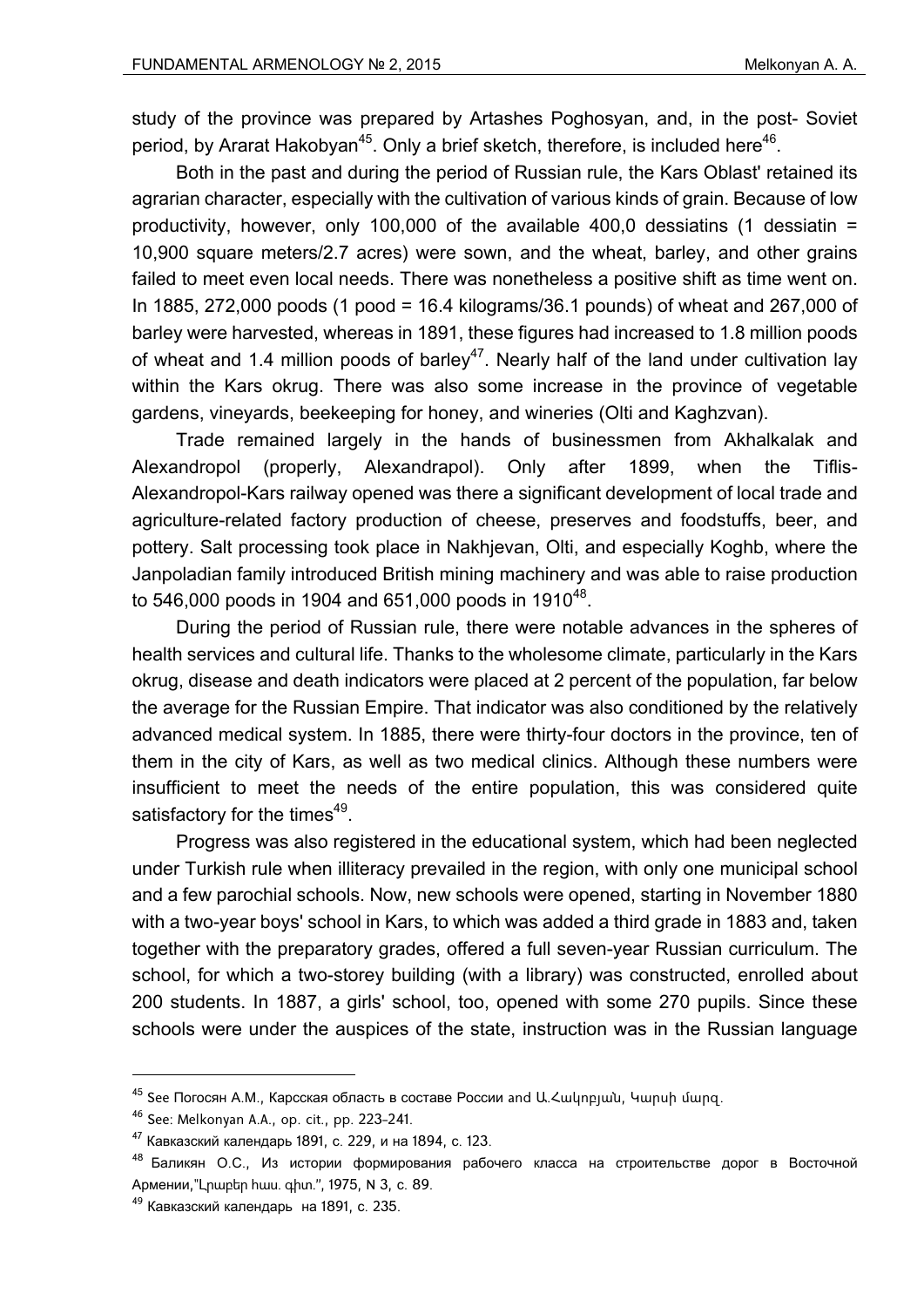study of the province was prepared by Artashes Poghosyan, and, in the post- Soviet period, by Ararat Hakobyan[45]. Only a brief sketch, therefore, is included here[46].

Both in the past and during the period of Russian rule, the Kars Oblast' retained its agrarian character, especially with the cultivation of various kinds of grain. Because of low productivity, however, only 100,000 of the available 400,0 dessiatins (1 dessiatin = 10,900 square meters/2.7 acres) were sown, and the wheat, barley, and other grains failed to meet even local needs. There was nonetheless a positive shift as time went on. In 1885, 272,000 poods (1 pood = 16.4 kilograms/36.1 pounds) of wheat and 267,000 of barley were harvested, whereas in 1891, these figures had increased to 1.8 million poods of wheat and 1.4 million poods of barley[47]. Nearly half of the land under cultivation lay within the Kars okrug. There was also some increase in the province of vegetable gardens, vineyards, beekeeping for honey, and wineries (Olti and Kaghzvan).

Trade remained largely in the hands of businessmen from Akhalkalak and Alexandropol (properly, Alexandrapol). Only after 1899, when the Tiflis-Alexandropol-Kars railway opened was there a significant development of local trade and agriculture-related factory production of cheese, preserves and foodstuffs, beer, and pottery. Salt processing took place in Nakhjevan, Olti, and especially Koghb, where the Janpoladian family introduced British mining machinery and was able to raise production to 546,000 poods in 1904 and 651,000 poods in 1910[48].

During the period of Russian rule, there were notable advances in the spheres of health services and cultural life. Thanks to the wholesome climate, particularly in the Kars okrug, disease and death indicators were placed at 2 percent of the population, far below the average for the Russian Empire. That indicator was also conditioned by the relatively advanced medical system. In 1885, there were thirty-four doctors in the province, ten of them in the city of Kars, as well as two medical clinics. Although these numbers were insufficient to meet the needs of the entire population, this was considered quite satisfactory for the times[49].

Progress was also registered in the educational system, which had been neglected under Turkish rule when illiteracy prevailed in the region, with only one municipal school and a few parochial schools. Now, new schools were opened, starting in November 1880 with a two-year boys' school in Kars, to which was added a third grade in 1883 and, taken together with the preparatory grades, offered a full seven-year Russian curriculum. The school, for which a two-storey building (with a library) was constructed, enrolled about 200 students. In 1887, a girls' school, too, opened with some 270 pupils. Since these schools were under the auspices of the state, instruction was in the Russian language

---

[45] See Погосян А.М., Карсская область в составе России and Ա.Հակոբյան, Կարսի մարզ.

[46] See: Melkonyan A.A., op. cit., pp. 223-241.

[47] Кавказский календарь 1891, с. 229, и на 1894, с. 123.

[48] Баликян О.С., Из истории формирования рабочего класса на строительстве дорог в Восточной Армении,"Լրաբեր հաս. գիտ.", 1975, N 3, с. 89.

[49] Кавказский календарь на 1891, с. 235.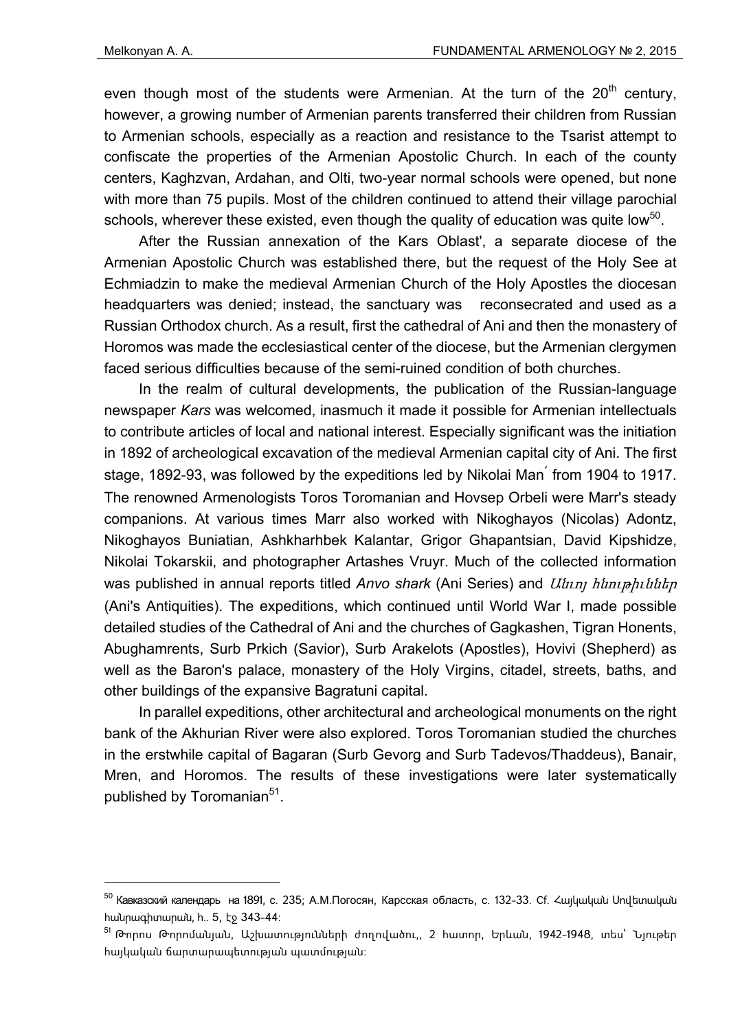even though most of the students were Armenian. At the turn of the 20th century, however, a growing number of Armenian parents transferred their children from Russian to Armenian schools, especially as a reaction and resistance to the Tsarist attempt to confiscate the properties of the Armenian Apostolic Church. In each of the county centers, Kaghzvan, Ardahan, and Olti, two-year normal schools were opened, but none with more than 75 pupils. Most of the children continued to attend their village parochial schools, wherever these existed, even though the quality of education was quite low[50].

After the Russian annexation of the Kars Oblast', a separate diocese of the Armenian Apostolic Church was established there, but the request of the Holy See at Echmiadzin to make the medieval Armenian Church of the Holy Apostles the diocesan headquarters was denied; instead, the sanctuary was reconsecrated and used as a Russian Orthodox church. As a result, first the cathedral of Ani and then the monastery of Horomos was made the ecclesiastical center of the diocese, but the Armenian clergymen faced serious difficulties because of the semi-ruined condition of both churches.

In the realm of cultural developments, the publication of the Russian-language newspaper *Kars* was welcomed, inasmuch it made it possible for Armenian intellectuals to contribute articles of local and national interest. Especially significant was the initiation in 1892 of archeological excavation of the medieval Armenian capital city of Ani. The first stage, 1892-93, was followed by the expeditions led by Nikolai Man΄ from 1904 to 1917. The renowned Armenologists Toros Toromanian and Hovsep Orbeli were Marr's steady companions. At various times Marr also worked with Nikoghayos (Nicolas) Adontz, Nikoghayos Buniatian, Ashkharhbek Kalantar, Grigor Ghapantsian, David Kipshidze, Nikolai Tokarskii, and photographer Artashes Vruyr. Much of the collected information was published in annual reports titled *Anvo shark* (Ani Series) and *Անւոյ հնութիւններ* (Ani's Antiquities). The expeditions, which continued until World War I, made possible detailed studies of the Cathedral of Ani and the churches of Gagkashen, Tigran Honents, Abughamrents, Surb Prkich (Savior), Surb Arakelots (Apostles), Hovivi (Shepherd) as well as the Baron's palace, monastery of the Holy Virgins, citadel, streets, baths, and other buildings of the expansive Bagratuni capital.

In parallel expeditions, other architectural and archeological monuments on the right bank of the Akhurian River were also explored. Toros Toromanian studied the churches in the erstwhile capital of Bagaran (Surb Gevorg and Surb Tadevos/Thaddeus), Banair, Mren, and Horomos. The results of these investigations were later systematically published by Toromanian[51].

---

[50] Кавказский календарь на 1891, с. 235; А.М.Погосян, Карсская область, с. 132-33. Cf. Հայկական Սովետական հանրագիտարան, h.. 5, էջ 343-44:

[51] Թորոս Թորոմանյան, Աշխատությունների ժողովածու,, 2 հատոր, Երևան, 1942-1948, տես՝ Նյութեր հայկական ճարտարապետության պատմության: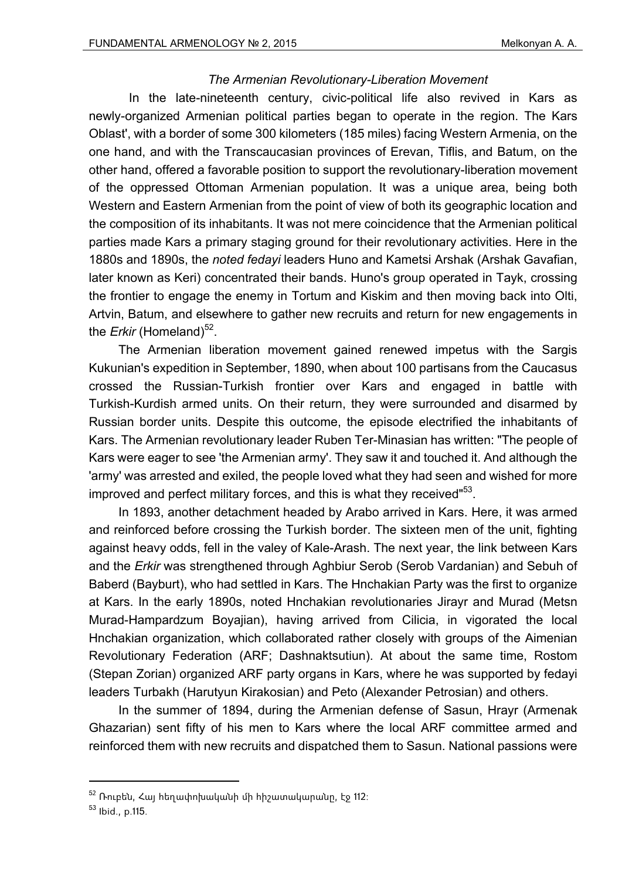*The Armenian Revolutionary-Liberation Movement*

In the late-nineteenth century, civic-political life also revived in Kars as newly-organized Armenian political parties began to operate in the region. The Kars Oblast', with a border of some 300 kilometers (185 miles) facing Western Armenia, on the one hand, and with the Transcaucasian provinces of Erevan, Tiflis, and Batum, on the other hand, offered a favorable position to support the revolutionary-liberation movement of the oppressed Ottoman Armenian population. It was a unique area, being both Western and Eastern Armenian from the point of view of both its geographic location and the composition of its inhabitants. It was not mere coincidence that the Armenian political parties made Kars a primary staging ground for their revolutionary activities. Here in the 1880s and 1890s, the *noted fedayi* leaders Huno and Kametsi Arshak (Arshak Gavafian, later known as Keri) concentrated their bands. Huno's group operated in Tayk, crossing the frontier to engage the enemy in Tortum and Kiskim and then moving back into Olti, Artvin, Batum, and elsewhere to gather new recruits and return for new engagements in the *Erkir* (Homeland)[52].

The Armenian liberation movement gained renewed impetus with the Sargis Kukunian's expedition in September, 1890, when about 100 partisans from the Caucasus crossed the Russian-Turkish frontier over Kars and engaged in battle with Turkish-Kurdish armed units. On their return, they were surrounded and disarmed by Russian border units. Despite this outcome, the episode electrified the inhabitants of Kars. The Armenian revolutionary leader Ruben Ter-Minasian has written: "The people of Kars were eager to see 'the Armenian army'. They saw it and touched it. And although the 'army' was arrested and exiled, the people loved what they had seen and wished for more improved and perfect military forces, and this is what they received"[53].

In 1893, another detachment headed by Arabo arrived in Kars. Here, it was armed and reinforced before crossing the Turkish border. The sixteen men of the unit, fighting against heavy odds, fell in the valey of Kale-Arash. The next year, the link between Kars and the *Erkir* was strengthened through Aghbiur Serob (Serob Vardanian) and Sebuh of Baberd (Bayburt), who had settled in Kars. The Hnchakian Party was the first to organize at Kars. In the early 1890s, noted Hnchakian revolutionaries Jirayr and Murad (Metsn Murad-Hampardzum Boyajian), having arrived from Cilicia, in vigorated the local Hnchakian organization, which collaborated rather closely with groups of the Aimenian Revolutionary Federation (ARF; Dashnaktsutiun). At about the same time, Rostom (Stepan Zorian) organized ARF party organs in Kars, where he was supported by fedayi leaders Turbakh (Harutyun Kirakosian) and Peto (Alexander Petrosian) and others.

In the summer of 1894, during the Armenian defense of Sasun, Hrayr (Armenak Ghazarian) sent fifty of his men to Kars where the local ARF committee armed and reinforced them with new recruits and dispatched them to Sasun. National passions were

---

[52] Ռուբեն, Հայ հեղափոխականի մի հիշատակարանը, էջ 112։

[53] Ibid., p.115.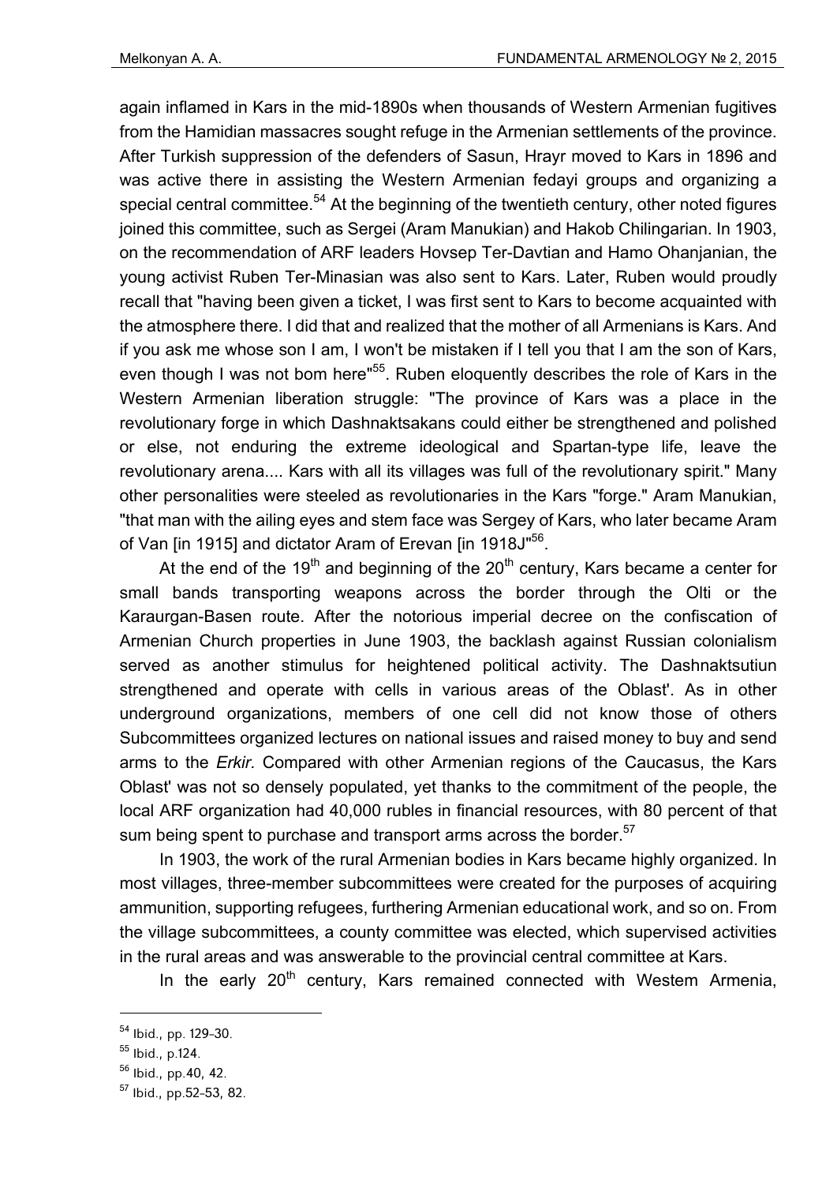again inflamed in Kars in the mid-1890s when thousands of Western Armenian fugitives from the Hamidian massacres sought refuge in the Armenian settlements of the province. After Turkish suppression of the defenders of Sasun, Hrayr moved to Kars in 1896 and was active there in assisting the Western Armenian fedayi groups and organizing a special central committee.[54] At the beginning of the twentieth century, other noted figures joined this committee, such as Sergei (Aram Manukian) and Hakob Chilingarian. In 1903, on the recommendation of ARF leaders Hovsep Ter-Davtian and Hamo Ohanjanian, the young activist Ruben Ter-Minasian was also sent to Kars. Later, Ruben would proudly recall that "having been given a ticket, I was first sent to Kars to become acquainted with the atmosphere there. I did that and realized that the mother of all Armenians is Kars. And if you ask me whose son I am, I won't be mistaken if I tell you that I am the son of Kars, even though I was not bom here"[55]. Ruben eloquently describes the role of Kars in the Western Armenian liberation struggle: "The province of Kars was a place in the revolutionary forge in which Dashnaktsakans could either be strengthened and polished or else, not enduring the extreme ideological and Spartan-type life, leave the revolutionary arena.... Kars with all its villages was full of the revolutionary spirit." Many other personalities were steeled as revolutionaries in the Kars "forge." Aram Manukian, "that man with the ailing eyes and stem face was Sergey of Kars, who later became Aram of Van [in 1915] and dictator Aram of Erevan [in 1918J"[56].

At the end of the 19th and beginning of the 20th century, Kars became a center for small bands transporting weapons across the border through the Olti or the Karaurgan-Basen route. After the notorious imperial decree on the confiscation of Armenian Church properties in June 1903, the backlash against Russian colonialism served as another stimulus for heightened political activity. The Dashnaktsutiun strengthened and operate with cells in various areas of the Oblast'. As in other underground organizations, members of one cell did not know those of others Subcommittees organized lectures on national issues and raised money to buy and send arms to the *Erkir.* Compared with other Armenian regions of the Caucasus, the Kars Oblast' was not so densely populated, yet thanks to the commitment of the people, the local ARF organization had 40,000 rubles in financial resources, with 80 percent of that sum being spent to purchase and transport arms across the border.[57]

In 1903, the work of the rural Armenian bodies in Kars became highly organized. In most villages, three-member subcommittees were created for the purposes of acquiring ammunition, supporting refugees, furthering Armenian educational work, and so on. From the village subcommittees, a county committee was elected, which supervised activities in the rural areas and was answerable to the provincial central committee at Kars.

In the early 20th century, Kars remained connected with Westem Armenia,

---

[54] Ibid., pp. 129-30.

[55] Ibid., p.124.

[56] Ibid., pp.40, 42.

[57] Ibid., pp.52-53, 82.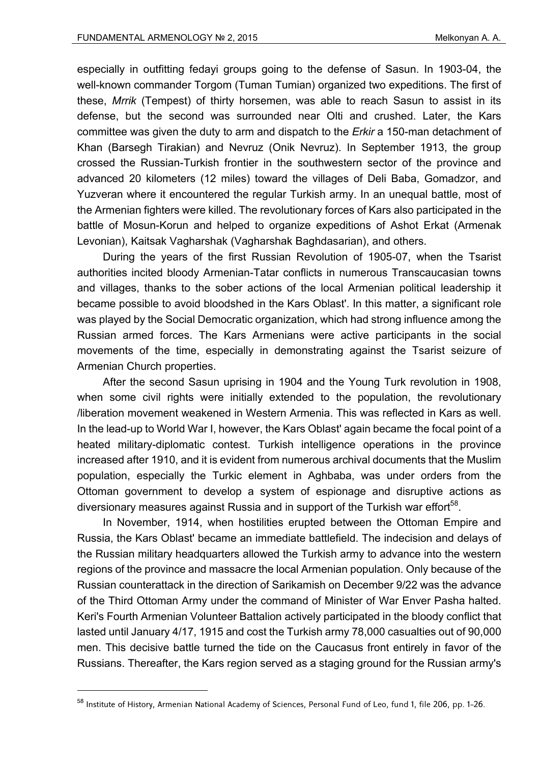especially in outfitting fedayi groups going to the defense of Sasun. In 1903-04, the well-known commander Torgom (Tuman Tumian) organized two expeditions. The first of these, *Mrrik* (Tempest) of thirty horsemen, was able to reach Sasun to assist in its defense, but the second was surrounded near Olti and crushed. Later, the Kars committee was given the duty to arm and dispatch to the *Erkir* a 150-man detachment of Khan (Barsegh Tirakian) and Nevruz (Onik Nevruz). In September 1913, the group crossed the Russian-Turkish frontier in the southwestern sector of the province and advanced 20 kilometers (12 miles) toward the villages of Deli Baba, Gomadzor, and Yuzveran where it encountered the regular Turkish army. In an unequal battle, most of the Armenian fighters were killed. The revolutionary forces of Kars also participated in the battle of Mosun-Korun and helped to organize expeditions of Ashot Erkat (Armenak Levonian), Kaitsak Vagharshak (Vagharshak Baghdasarian), and others.

During the years of the first Russian Revolution of 1905-07, when the Tsarist authorities incited bloody Armenian-Tatar conflicts in numerous Transcaucasian towns and villages, thanks to the sober actions of the local Armenian political leadership it became possible to avoid bloodshed in the Kars Oblast'. In this matter, a significant role was played by the Social Democratic organization, which had strong influence among the Russian armed forces. The Kars Armenians were active participants in the social movements of the time, especially in demonstrating against the Tsarist seizure of Armenian Church properties.

After the second Sasun uprising in 1904 and the Young Turk revolution in 1908, when some civil rights were initially extended to the population, the revolutionary /liberation movement weakened in Western Armenia. This was reflected in Kars as well. In the lead-up to World War I, however, the Kars Oblast' again became the focal point of a heated military-diplomatic contest. Turkish intelligence operations in the province increased after 1910, and it is evident from numerous archival documents that the Muslim population, especially the Turkic element in Aghbaba, was under orders from the Ottoman government to develop a system of espionage and disruptive actions as diversionary measures against Russia and in support of the Turkish war effort[58].

In November, 1914, when hostilities erupted between the Ottoman Empire and Russia, the Kars Oblast' became an immediate battlefield. The indecision and delays of the Russian military headquarters allowed the Turkish army to advance into the western regions of the province and massacre the local Armenian population. Only because of the Russian counterattack in the direction of Sarikamish on December 9/22 was the advance of the Third Ottoman Army under the command of Minister of War Enver Pasha halted. Keri's Fourth Armenian Volunteer Battalion actively participated in the bloody conflict that lasted until January 4/17, 1915 and cost the Turkish army 78,000 casualties out of 90,000 men. This decisive battle turned the tide on the Caucasus front entirely in favor of the Russians. Thereafter, the Kars region served as a staging ground for the Russian army's

---

[58] Institute of History, Armenian National Academy of Sciences, Personal Fund of Leo, fund 1, file 206, pp. 1-26.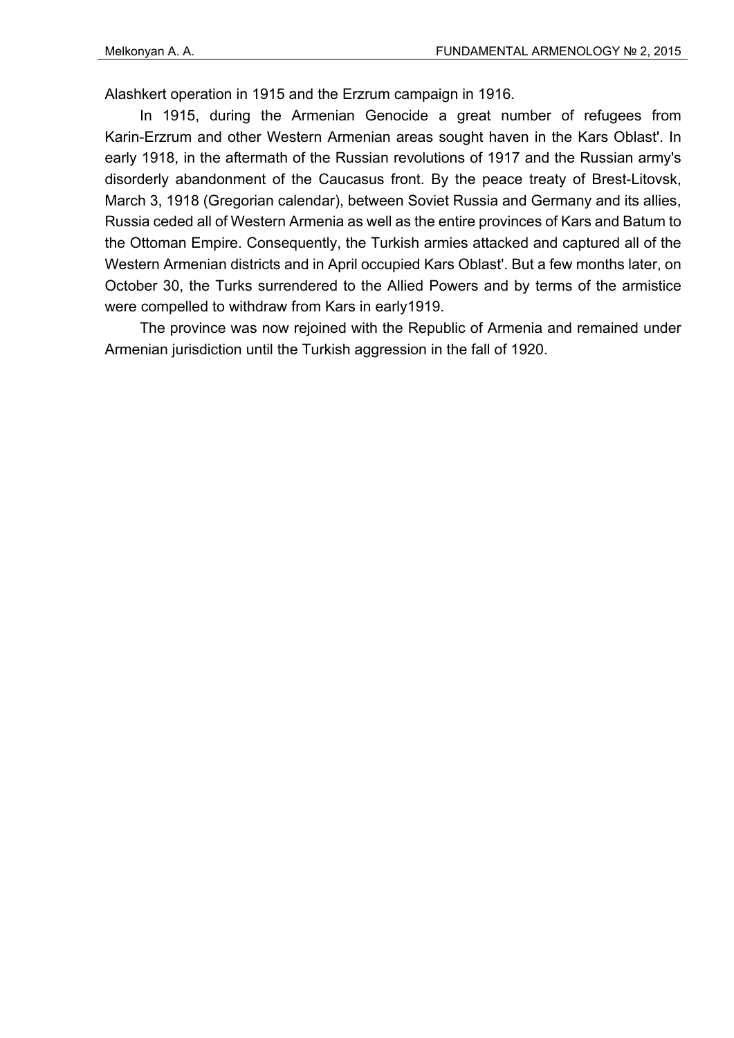Alashkert operation in 1915 and the Erzrum campaign in 1916.

In 1915, during the Armenian Genocide a great number of refugees from Karin-Erzrum and other Western Armenian areas sought haven in the Kars Oblast'. In early 1918, in the aftermath of the Russian revolutions of 1917 and the Russian army's disorderly abandonment of the Caucasus front. By the peace treaty of Brest-Litovsk, March 3, 1918 (Gregorian calendar), between Soviet Russia and Germany and its allies, Russia ceded all of Western Armenia as well as the entire provinces of Kars and Batum to the Ottoman Empire. Consequently, the Turkish armies attacked and captured all of the Western Armenian districts and in April occupied Kars Oblast'. But a few months later, on October 30, the Turks surrendered to the Allied Powers and by terms of the armistice were compelled to withdraw from Kars in early1919.

The province was now rejoined with the Republic of Armenia and remained under Armenian jurisdiction until the Turkish aggression in the fall of 1920.